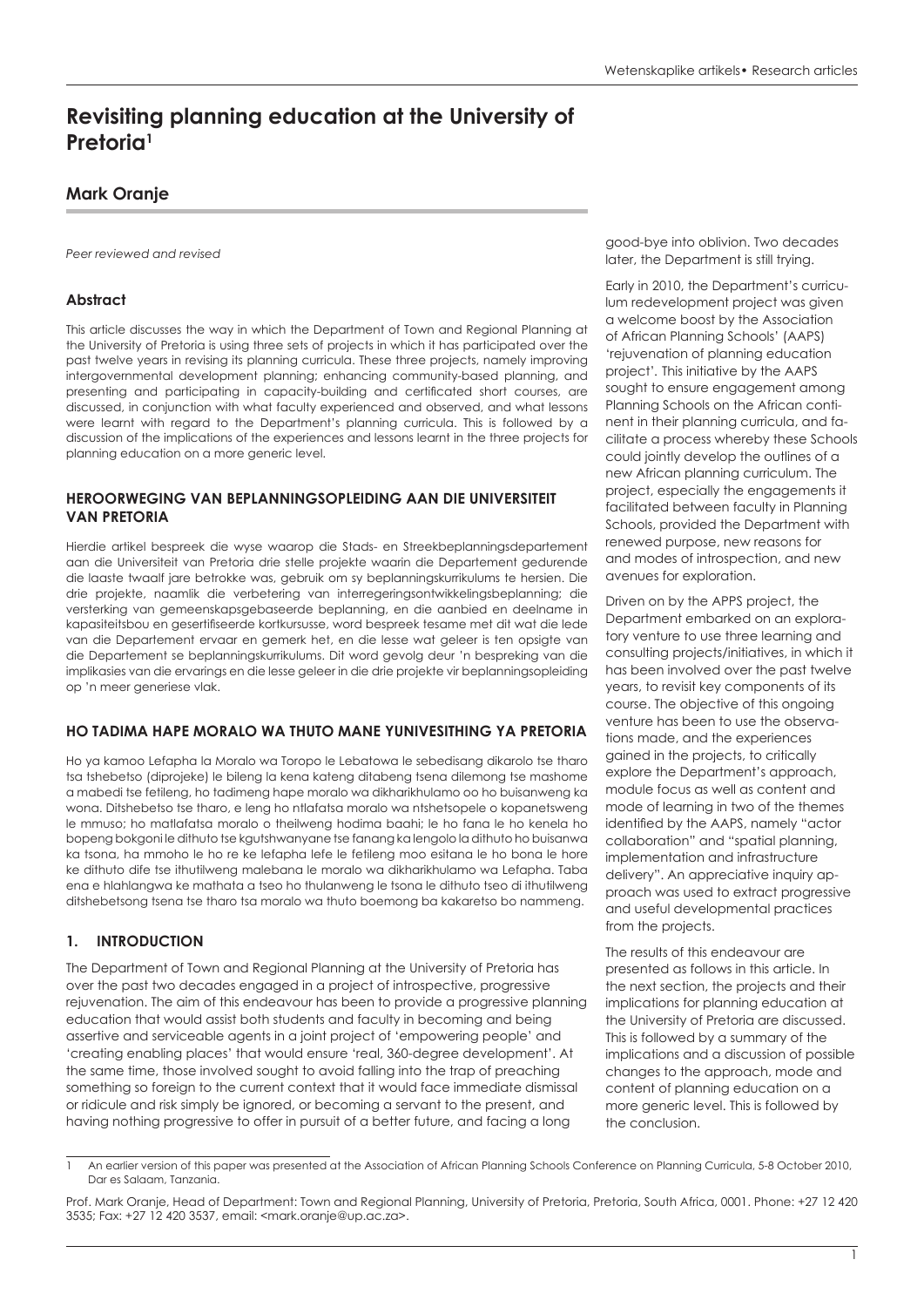# Revisiting planning education at the University of Pretoria[1]

## Mark Oranje

*Peer reviewed and revised*

### Abstract

This article discusses the way in which the Department of Town and Regional Planning at the University of Pretoria is using three sets of projects in which it has participated over the past twelve years in revising its planning curricula. These three projects, namely improving intergovernmental development planning; enhancing community-based planning, and presenting and participating in capacity-building and certificated short courses, are discussed, in conjunction with what faculty experienced and observed, and what lessons were learnt with regard to the Department's planning curricula. This is followed by a discussion of the implications of the experiences and lessons learnt in the three projects for planning education on a more generic level.

### HEROORWEGING VAN BEPLANNINGSOPLEIDING AAN DIE UNIVERSITEIT VAN PRETORIA

Hierdie artikel bespreek die wyse waarop die Stads- en Streekbeplanningsdepartement aan die Universiteit van Pretoria drie stelle projekte waarin die Departement gedurende die laaste twaalf jare betrokke was, gebruik om sy beplanningskurrikulums te hersien. Die drie projekte, naamlik die verbetering van interregeringsontwikkelingsbeplanning; die versterking van gemeenskapsgebaseerde beplanning, en die aanbied en deelname in kapasiteitsbou en gesertifiseerde kortkursusse, word bespreek tesame met dit wat die lede van die Departement ervaar en gemerk het, en die lesse wat geleer is ten opsigte van die Departement se beplanningskurrikulums. Dit word gevolg deur 'n bespreking van die implikasies van die ervarings en die lesse geleer in die drie projekte vir beplanningsopleiding op 'n meer generiese vlak.

### HO TADIMA HAPE MORALO WA THUTO MANE YUNIVESITHING YA PRETORIA

Ho ya kamoo Lefapha la Moralo wa Toropo le Lebatowa le sebedisang dikarolo tse tharo tsa tshebetso (diprojeke) le bileng la kena kateng ditabeng tsena dilemong tse mashome a mabedi tse fetileng, ho tadimeng hape moralo wa dikharikhulamo oo ho buisanweng ka wona. Ditshebetso tse tharo, e leng ho ntlafatsa moralo wa ntshetsopele o kopanetsweng le mmuso; ho matlafatsa moralo o theilweng hodima baahi; le ho fana le ho kenela ho bopeng bokgoni le dithuto tse kgutshwanyane tse fanang ka lengolo la dithuto ho buisanwa ka tsona, ha mmoho le ho re ke lefapha lefe le fetileng moo esitana le ho bona le hore ke dithuto dife tse ithutilweng malebana le moralo wa dikharikhulamo wa Lefapha. Taba ena e hlahlangwa ke mathata a tseo ho thulanweng le tsona le dithuto tseo di ithutilweng ditshebetsong tsena tse tharo tsa moralo wa thuto boemong ba kakaretso bo nammeng.

## 1. INTRODUCTION

The Department of Town and Regional Planning at the University of Pretoria has over the past two decades engaged in a project of introspective, progressive rejuvenation. The aim of this endeavour has been to provide a progressive planning education that would assist both students and faculty in becoming and being assertive and serviceable agents in a joint project of 'empowering people' and 'creating enabling places' that would ensure 'real, 360-degree development'. At the same time, those involved sought to avoid falling into the trap of preaching something so foreign to the current context that it would face immediate dismissal or ridicule and risk simply be ignored, or becoming a servant to the present, and having nothing progressive to offer in pursuit of a better future, and facing a long good-bye into oblivion. Two decades later, the Department is still trying.

Early in 2010, the Department's curriculum redevelopment project was given a welcome boost by the Association of African Planning Schools' (AAPS) 'rejuvenation of planning education project'. This initiative by the AAPS sought to ensure engagement among Planning Schools on the African continent in their planning curricula, and facilitate a process whereby these Schools could jointly develop the outlines of a new African planning curriculum. The project, especially the engagements it facilitated between faculty in Planning Schools, provided the Department with renewed purpose, new reasons for and modes of introspection, and new avenues for exploration.

Driven on by the APPS project, the Department embarked on an exploratory venture to use three learning and consulting projects/initiatives, in which it has been involved over the past twelve years, to revisit key components of its course. The objective of this ongoing venture has been to use the observations made, and the experiences gained in the projects, to critically explore the Department's approach, module focus as well as content and mode of learning in two of the themes identified by the AAPS, namely "actor collaboration" and "spatial planning, implementation and infrastructure delivery". An appreciative inquiry approach was used to extract progressive and useful developmental practices from the projects.

The results of this endeavour are presented as follows in this article. In the next section, the projects and their implications for planning education at the University of Pretoria are discussed. This is followed by a summary of the implications and a discussion of possible changes to the approach, mode and content of planning education on a more generic level. This is followed by the conclusion.

---

[1] An earlier version of this paper was presented at the Association of African Planning Schools Conference on Planning Curricula, 5-8 October 2010, Dar es Salaam, Tanzania.

Prof. Mark Oranje, Head of Department: Town and Regional Planning, University of Pretoria, Pretoria, South Africa, 0001. Phone: +27 12 420 3535; Fax: +27 12 420 3537, email: <mark.oranje@up.ac.za>.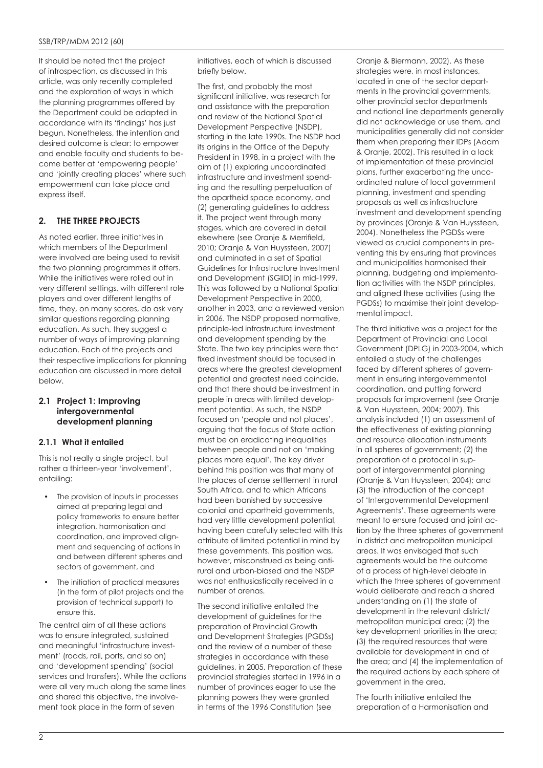It should be noted that the project of introspection, as discussed in this article, was only recently completed and the exploration of ways in which the planning programmes offered by the Department could be adapted in accordance with its 'findings' has just begun. Nonetheless, the intention and desired outcome is clear: to empower and enable faculty and students to become better at 'empowering people' and 'jointly creating places' where such empowerment can take place and express itself.

## 2. THE THREE PROJECTS

As noted earlier, three initiatives in which members of the Department were involved are being used to revisit the two planning programmes it offers. While the initiatives were rolled out in very different settings, with different role players and over different lengths of time, they, on many scores, do ask very similar questions regarding planning education. As such, they suggest a number of ways of improving planning education. Each of the projects and their respective implications for planning education are discussed in more detail below.

### 2.1 Project 1: Improving intergovernmental development planning

#### 2.1.1 What it entailed

This is not really a single project, but rather a thirteen-year 'involvement', entailing:

- The provision of inputs in processes aimed at preparing legal and policy frameworks to ensure better integration, harmonisation and coordination, and improved alignment and sequencing of actions in and between different spheres and sectors of government, and
- The initiation of practical measures (in the form of pilot projects and the provision of technical support) to ensure this.

The central aim of all these actions was to ensure integrated, sustained and meaningful 'infrastructure investment' (roads, rail, ports, and so on) and 'development spending' (social services and transfers). While the actions were all very much along the same lines and shared this objective, the involvement took place in the form of seven initiatives, each of which is discussed briefly below.

The first, and probably the most significant initiative, was research for and assistance with the preparation and review of the National Spatial Development Perspective (NSDP), starting in the late 1990s. The NSDP had its origins in the Office of the Deputy President in 1998, in a project with the aim of (1) exploring uncoordinated infrastructure and investment spending and the resulting perpetuation of the apartheid space economy, and (2) generating guidelines to address it. The project went through many stages, which are covered in detail elsewhere (see Oranje & Merrifield, 2010; Oranje & Van Huyssteen, 2007) and culminated in a set of Spatial Guidelines for Infrastructure Investment and Development (SGIID) in mid-1999. This was followed by a National Spatial Development Perspective in 2000, another in 2003, and a reviewed version in 2006. The NSDP proposed normative, principle-led infrastructure investment and development spending by the State. The two key principles were that fixed investment should be focused in areas where the greatest development potential and greatest need coincide, and that there should be investment in people in areas with limited development potential. As such, the NSDP focused on 'people and not places', arguing that the focus of State action must be on eradicating inequalities between people and not on 'making places more equal'. The key driver behind this position was that many of the places of dense settlement in rural South Africa, and to which Africans had been banished by successive colonial and apartheid governments, had very little development potential, having been carefully selected with this attribute of limited potential in mind by these governments. This position was, however, misconstrued as being anti-rural and urban-biased and the NSDP was not enthusiastically received in a number of arenas.

The second initiative entailed the development of guidelines for the preparation of Provincial Growth and Development Strategies (PGDSs) and the review of a number of these strategies in accordance with these guidelines, in 2005. Preparation of these provincial strategies started in 1996 in a number of provinces eager to use the planning powers they were granted in terms of the 1996 Constitution (see Oranje & Biermann, 2002). As these strategies were, in most instances, located in one of the sector departments in the provincial governments, other provincial sector departments and national line departments generally did not acknowledge or use them, and municipalities generally did not consider them when preparing their IDPs (Adam & Oranje, 2002). This resulted in a lack of implementation of these provincial plans, further exacerbating the uncoordinated nature of local government planning, investment and spending proposals as well as infrastructure investment and development spending by provinces (Oranje & Van Huyssteen, 2004). Nonetheless the PGDSs were viewed as crucial components in preventing this by ensuring that provinces and municipalities harmonised their planning, budgeting and implementation activities with the NSDP principles, and aligned these activities (using the PGDSs) to maximise their joint developmental impact.

The third initiative was a project for the Department of Provincial and Local Government (DPLG) in 2003-2004, which entailed a study of the challenges faced by different spheres of government in ensuring intergovernmental coordination, and putting forward proposals for improvement (see Oranje & Van Huyssteen, 2004; 2007). This analysis included (1) an assessment of the effectiveness of existing planning and resource allocation instruments in all spheres of government; (2) the preparation of a protocol in support of intergovernmental planning (Oranje & Van Huyssteen, 2004); and (3) the introduction of the concept of 'Intergovernmental Development Agreements'. These agreements were meant to ensure focused and joint action by the three spheres of government in district and metropolitan municipal areas. It was envisaged that such agreements would be the outcome of a process of high-level debate in which the three spheres of government would deliberate and reach a shared understanding on (1) the state of development in the relevant district/metropolitan municipal area; (2) the key development priorities in the area; (3) the required resources that were available for development in and of the area; and (4) the implementation of the required actions by each sphere of government in the area.

The fourth initiative entailed the preparation of a Harmonisation and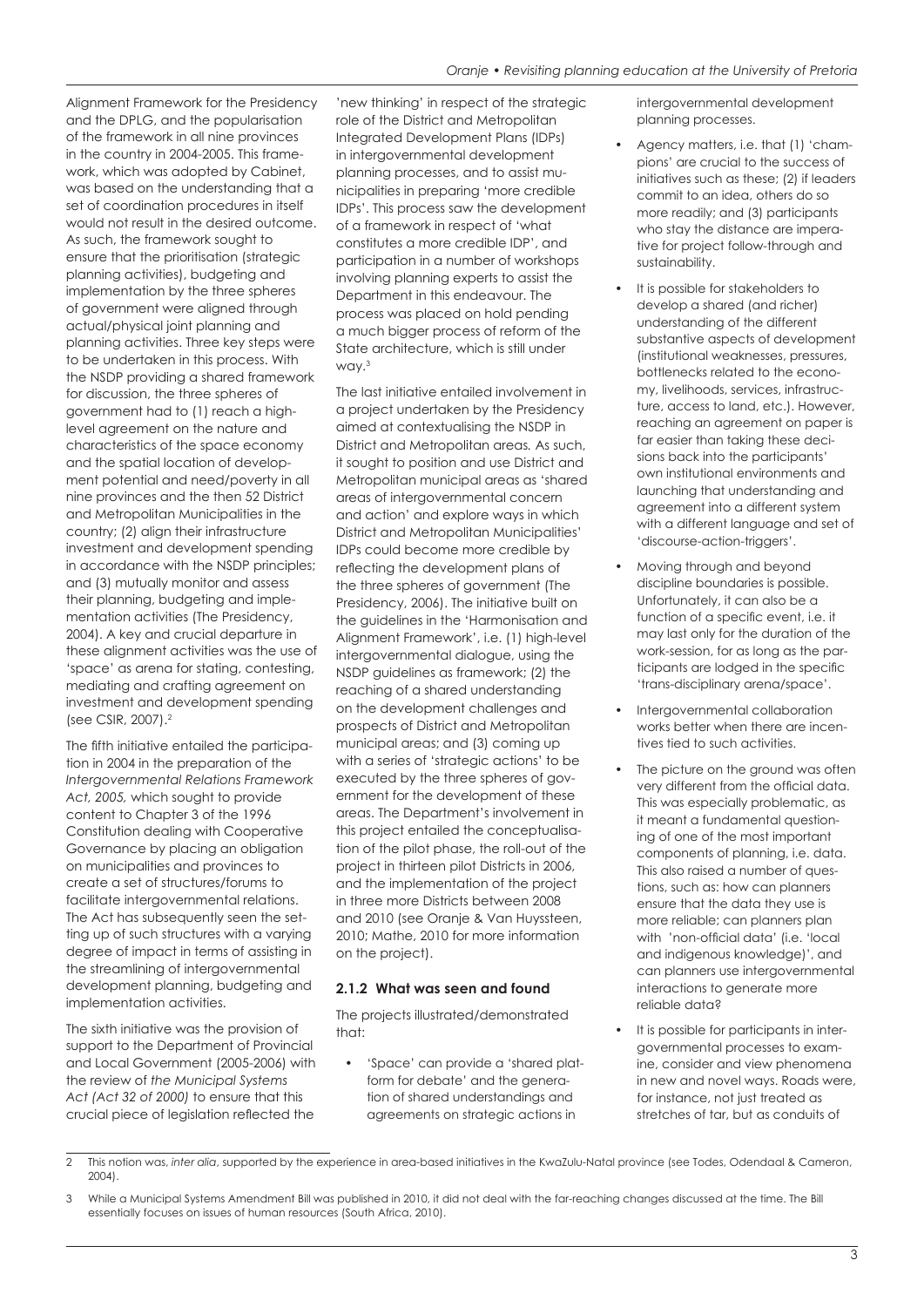Alignment Framework for the Presidency and the DPLG, and the popularisation of the framework in all nine provinces in the country in 2004-2005. This framework, which was adopted by Cabinet, was based on the understanding that a set of coordination procedures in itself would not result in the desired outcome. As such, the framework sought to ensure that the prioritisation (strategic planning activities), budgeting and implementation by the three spheres of government were aligned through actual/physical joint planning and planning activities. Three key steps were to be undertaken in this process. With the NSDP providing a shared framework for discussion, the three spheres of government had to (1) reach a high-level agreement on the nature and characteristics of the space economy and the spatial location of development potential and need/poverty in all nine provinces and the then 52 District and Metropolitan Municipalities in the country; (2) align their infrastructure investment and development spending in accordance with the NSDP principles; and (3) mutually monitor and assess their planning, budgeting and implementation activities (The Presidency, 2004). A key and crucial departure in these alignment activities was the use of 'space' as arena for stating, contesting, mediating and crafting agreement on investment and development spending (see CSIR, 2007).[2]

The fifth initiative entailed the participation in 2004 in the preparation of the *Intergovernmental Relations Framework Act, 2005,* which sought to provide content to Chapter 3 of the 1996 Constitution dealing with Cooperative Governance by placing an obligation on municipalities and provinces to create a set of structures/forums to facilitate intergovernmental relations. The Act has subsequently seen the setting up of such structures with a varying degree of impact in terms of assisting in the streamlining of intergovernmental development planning, budgeting and implementation activities.

The sixth initiative was the provision of support to the Department of Provincial and Local Government (2005-2006) with the review of *the Municipal Systems Act (Act 32 of 2000)* to ensure that this crucial piece of legislation reflected the 'new thinking' in respect of the strategic role of the District and Metropolitan Integrated Development Plans (IDPs) in intergovernmental development planning processes, and to assist municipalities in preparing 'more credible IDPs'. This process saw the development of a framework in respect of 'what constitutes a more credible IDP', and participation in a number of workshops involving planning experts to assist the Department in this endeavour. The process was placed on hold pending a much bigger process of reform of the State architecture, which is still under way.[3]

The last initiative entailed involvement in a project undertaken by the Presidency aimed at contextualising the NSDP in District and Metropolitan areas. As such, it sought to position and use District and Metropolitan municipal areas as 'shared areas of intergovernmental concern and action' and explore ways in which District and Metropolitan Municipalities' IDPs could become more credible by reflecting the development plans of the three spheres of government (The Presidency, 2006). The initiative built on the guidelines in the 'Harmonisation and Alignment Framework', i.e. (1) high-level intergovernmental dialogue, using the NSDP guidelines as framework; (2) the reaching of a shared understanding on the development challenges and prospects of District and Metropolitan municipal areas; and (3) coming up with a series of 'strategic actions' to be executed by the three spheres of government for the development of these areas. The Department's involvement in this project entailed the conceptualisation of the pilot phase, the roll-out of the project in thirteen pilot Districts in 2006, and the implementation of the project in three more Districts between 2008 and 2010 (see Oranje & Van Huyssteen, 2010; Mathe, 2010 for more information on the project).

### 2.1.2 What was seen and found

The projects illustrated/demonstrated that:

- 'Space' can provide a 'shared platform for debate' and the generation of shared understandings and agreements on strategic actions in intergovernmental development planning processes.
- Agency matters, i.e. that (1) 'champions' are crucial to the success of initiatives such as these; (2) if leaders commit to an idea, others do so more readily; and (3) participants who stay the distance are imperative for project follow-through and sustainability.
- It is possible for stakeholders to develop a shared (and richer) understanding of the different substantive aspects of development (institutional weaknesses, pressures, bottlenecks related to the economy, livelihoods, services, infrastructure, access to land, etc.). However, reaching an agreement on paper is far easier than taking these decisions back into the participants' own institutional environments and launching that understanding and agreement into a different system with a different language and set of 'discourse-action-triggers'.
- Moving through and beyond discipline boundaries is possible. Unfortunately, it can also be a function of a specific event, i.e. it may last only for the duration of the work-session, for as long as the participants are lodged in the specific 'trans-disciplinary arena/space'.
- Intergovernmental collaboration works better when there are incentives tied to such activities.
- The picture on the ground was often very different from the official data. This was especially problematic, as it meant a fundamental questioning of one of the most important components of planning, i.e. data. This also raised a number of questions, such as: how can planners ensure that the data they use is more reliable; can planners plan with 'non-official data' (i.e. 'local and indigenous knowledge)', and can planners use intergovernmental interactions to generate more reliable data?
- It is possible for participants in intergovernmental processes to examine, consider and view phenomena in new and novel ways. Roads were, for instance, not just treated as stretches of tar, but as conduits of

---

2 This notion was, *inter alia*, supported by the experience in area-based initiatives in the KwaZulu-Natal province (see Todes, Odendaal & Cameron, 2004).

3 While a Municipal Systems Amendment Bill was published in 2010, it did not deal with the far-reaching changes discussed at the time. The Bill essentially focuses on issues of human resources (South Africa, 2010).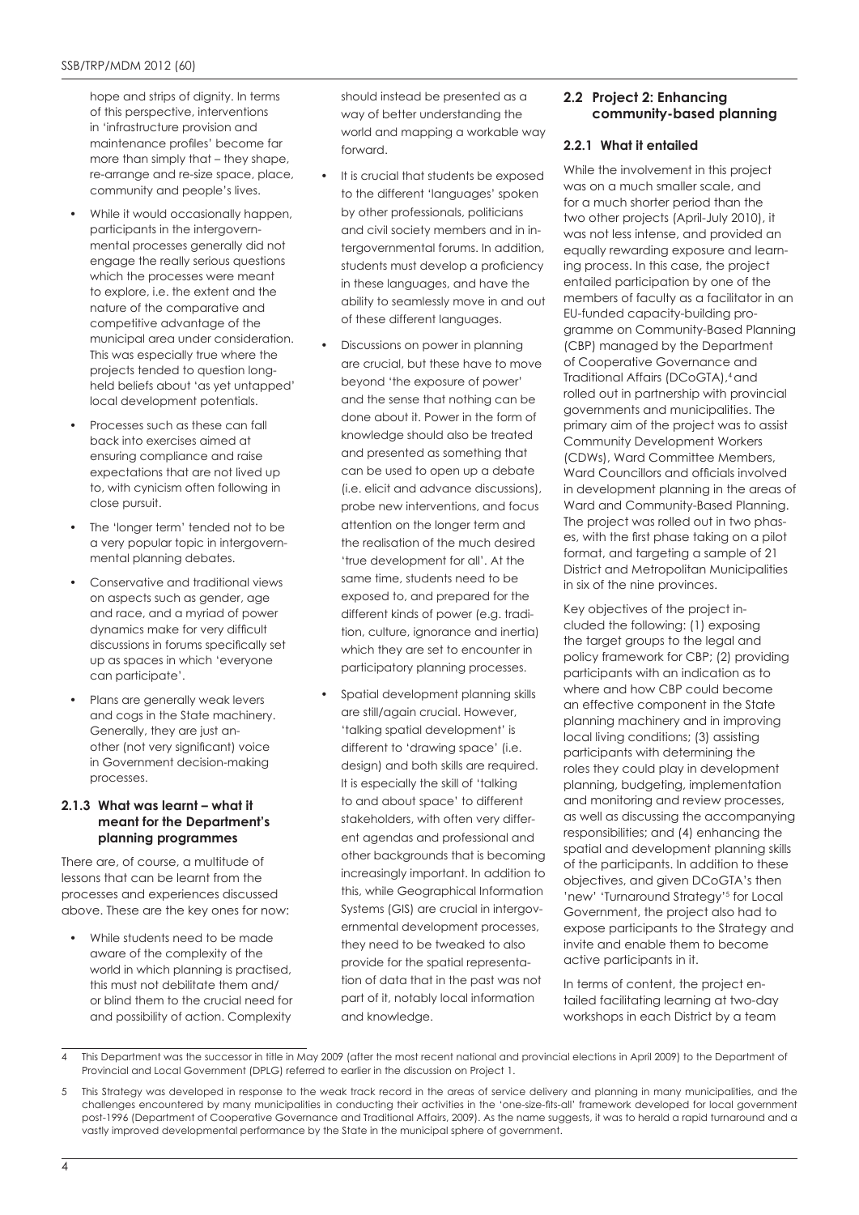hope and strips of dignity. In terms of this perspective, interventions in 'infrastructure provision and maintenance profiles' become far more than simply that – they shape, re-arrange and re-size space, place, community and people's lives.

- While it would occasionally happen, participants in the intergovernmental processes generally did not engage the really serious questions which the processes were meant to explore, i.e. the extent and the nature of the comparative and competitive advantage of the municipal area under consideration. This was especially true where the projects tended to question long-held beliefs about 'as yet untapped' local development potentials.
- Processes such as these can fall back into exercises aimed at ensuring compliance and raise expectations that are not lived up to, with cynicism often following in close pursuit.
- The 'longer term' tended not to be a very popular topic in intergovernmental planning debates.
- Conservative and traditional views on aspects such as gender, age and race, and a myriad of power dynamics make for very difficult discussions in forums specifically set up as spaces in which 'everyone can participate'.
- Plans are generally weak levers and cogs in the State machinery. Generally, they are just another (not very significant) voice in Government decision-making processes.

### 2.1.3 What was learnt – what it meant for the Department's planning programmes

There are, of course, a multitude of lessons that can be learnt from the processes and experiences discussed above. These are the key ones for now:

- While students need to be made aware of the complexity of the world in which planning is practised, this must not debilitate them and/or blind them to the crucial need for and possibility of action. Complexity should instead be presented as a way of better understanding the world and mapping a workable way forward.
- It is crucial that students be exposed to the different 'languages' spoken by other professionals, politicians and civil society members and in intergovernmental forums. In addition, students must develop a proficiency in these languages, and have the ability to seamlessly move in and out of these different languages.
- Discussions on power in planning are crucial, but these have to move beyond 'the exposure of power' and the sense that nothing can be done about it. Power in the form of knowledge should also be treated and presented as something that can be used to open up a debate (i.e. elicit and advance discussions), probe new interventions, and focus attention on the longer term and the realisation of the much desired 'true development for all'. At the same time, students need to be exposed to, and prepared for the different kinds of power (e.g. tradition, culture, ignorance and inertia) which they are set to encounter in participatory planning processes.
- Spatial development planning skills are still/again crucial. However, 'talking spatial development' is different to 'drawing space' (i.e. design) and both skills are required. It is especially the skill of 'talking to and about space' to different stakeholders, with often very different agendas and professional and other backgrounds that is becoming increasingly important. In addition to this, while Geographical Information Systems (GIS) are crucial in intergovernmental development processes, they need to be tweaked to also provide for the spatial representation of data that in the past was not part of it, notably local information and knowledge.

## 2.2 Project 2: Enhancing community-based planning

### 2.2.1 What it entailed

While the involvement in this project was on a much smaller scale, and for a much shorter period than the two other projects (April-July 2010), it was not less intense, and provided an equally rewarding exposure and learning process. In this case, the project entailed participation by one of the members of faculty as a facilitator in an EU-funded capacity-building programme on Community-Based Planning (CBP) managed by the Department of Cooperative Governance and Traditional Affairs (DCoGTA),[4] and rolled out in partnership with provincial governments and municipalities. The primary aim of the project was to assist Community Development Workers (CDWs), Ward Committee Members, Ward Councillors and officials involved in development planning in the areas of Ward and Community-Based Planning. The project was rolled out in two phases, with the first phase taking on a pilot format, and targeting a sample of 21 District and Metropolitan Municipalities in six of the nine provinces.

Key objectives of the project included the following: (1) exposing the target groups to the legal and policy framework for CBP; (2) providing participants with an indication as to where and how CBP could become an effective component in the State planning machinery and in improving local living conditions; (3) assisting participants with determining the roles they could play in development planning, budgeting, implementation and monitoring and review processes, as well as discussing the accompanying responsibilities; and (4) enhancing the spatial and development planning skills of the participants. In addition to these objectives, and given DCoGTA's then 'new' 'Turnaround Strategy'[5] for Local Government, the project also had to expose participants to the Strategy and invite and enable them to become active participants in it.

In terms of content, the project entailed facilitating learning at two-day workshops in each District by a team

---

4 This Department was the successor in title in May 2009 (after the most recent national and provincial elections in April 2009) to the Department of Provincial and Local Government (DPLG) referred to earlier in the discussion on Project 1.

5 This Strategy was developed in response to the weak track record in the areas of service delivery and planning in many municipalities, and the challenges encountered by many municipalities in conducting their activities in the 'one-size-fits-all' framework developed for local government post-1996 (Department of Cooperative Governance and Traditional Affairs, 2009). As the name suggests, it was to herald a rapid turnaround and a vastly improved developmental performance by the State in the municipal sphere of government.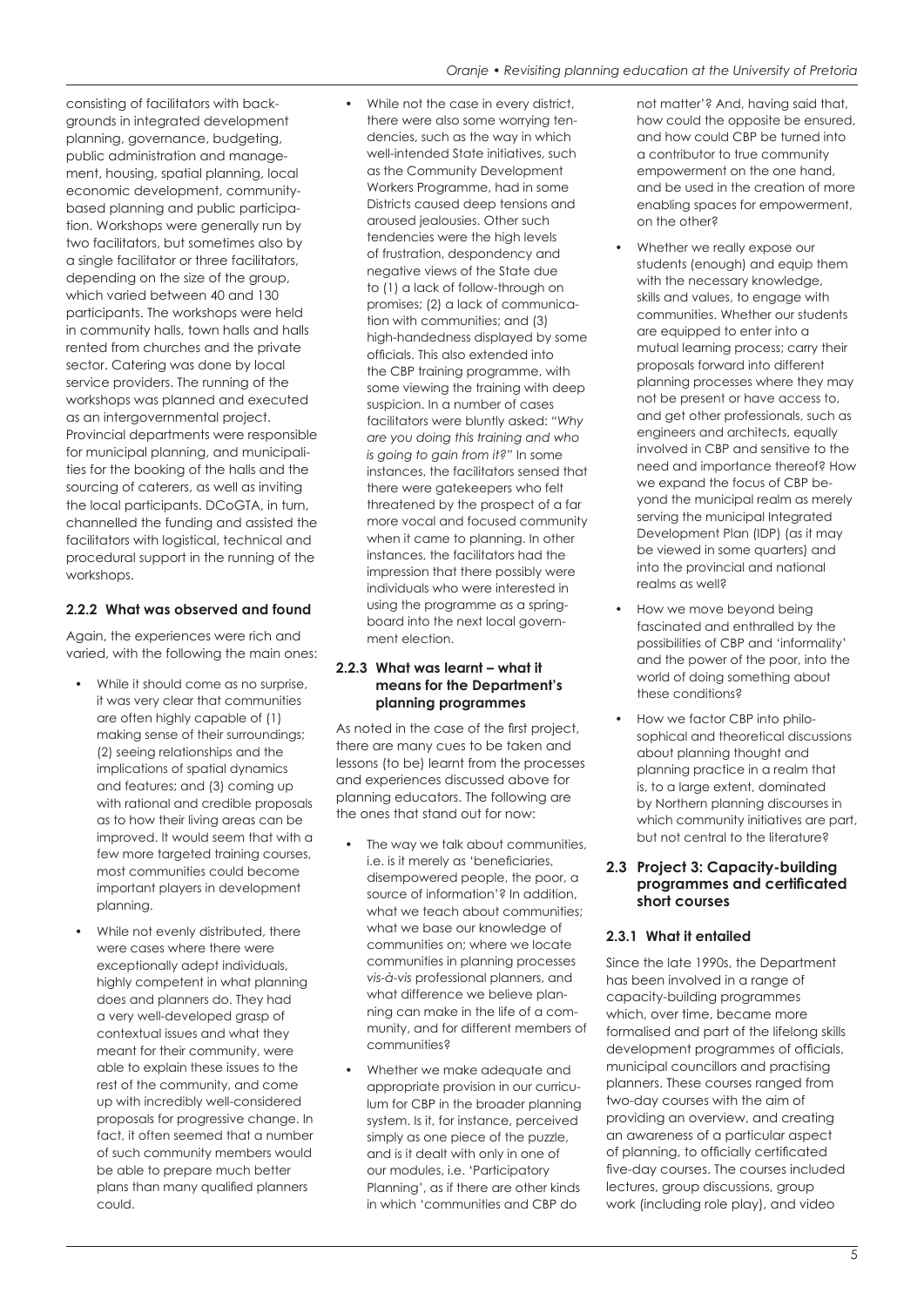consisting of facilitators with backgrounds in integrated development planning, governance, budgeting, public administration and management, housing, spatial planning, local economic development, community-based planning and public participation. Workshops were generally run by two facilitators, but sometimes also by a single facilitator or three facilitators, depending on the size of the group, which varied between 40 and 130 participants. The workshops were held in community halls, town halls and halls rented from churches and the private sector. Catering was done by local service providers. The running of the workshops was planned and executed as an intergovernmental project. Provincial departments were responsible for municipal planning, and municipalities for the booking of the halls and the sourcing of caterers, as well as inviting the local participants. DCoGTA, in turn, channelled the funding and assisted the facilitators with logistical, technical and procedural support in the running of the workshops.

### 2.2.2 What was observed and found

Again, the experiences were rich and varied, with the following the main ones:

- While it should come as no surprise, it was very clear that communities are often highly capable of (1) making sense of their surroundings; (2) seeing relationships and the implications of spatial dynamics and features; and (3) coming up with rational and credible proposals as to how their living areas can be improved. It would seem that with a few more targeted training courses, most communities could become important players in development planning.
- While not evenly distributed, there were cases where there were exceptionally adept individuals, highly competent in what planning does and planners do. They had a very well-developed grasp of contextual issues and what they meant for their community, were able to explain these issues to the rest of the community, and come up with incredibly well-considered proposals for progressive change. In fact, it often seemed that a number of such community members would be able to prepare much better plans than many qualified planners could.
- While not the case in every district, there were also some worrying tendencies, such as the way in which well-intended State initiatives, such as the Community Development Workers Programme, had in some Districts caused deep tensions and aroused jealousies. Other such tendencies were the high levels of frustration, despondency and negative views of the State due to (1) a lack of follow-through on promises; (2) a lack of communication with communities; and (3) high-handedness displayed by some officials. This also extended into the CBP training programme, with some viewing the training with deep suspicion. In a number of cases facilitators were bluntly asked: *"Why are you doing this training and who is going to gain from it?"* In some instances, the facilitators sensed that there were gatekeepers who felt threatened by the prospect of a far more vocal and focused community when it came to planning. In other instances, the facilitators had the impression that there possibly were individuals who were interested in using the programme as a springboard into the next local government election.

### 2.2.3 What was learnt – what it means for the Department's planning programmes

As noted in the case of the first project, there are many cues to be taken and lessons (to be) learnt from the processes and experiences discussed above for planning educators. The following are the ones that stand out for now:

- The way we talk about communities, i.e. is it merely as 'beneficiaries, disempowered people, the poor, a source of information'? In addition, what we teach about communities; what we base our knowledge of communities on; where we locate communities in planning processes *vis-à-vis* professional planners, and what difference we believe planning can make in the life of a community, and for different members of communities?
- Whether we make adequate and appropriate provision in our curriculum for CBP in the broader planning system. Is it, for instance, perceived simply as one piece of the puzzle, and is it dealt with only in one of our modules, i.e. 'Participatory Planning', as if there are other kinds in which 'communities and CBP do not matter'? And, having said that, how could the opposite be ensured, and how could CBP be turned into a contributor to true community empowerment on the one hand, and be used in the creation of more enabling spaces for empowerment, on the other?
- Whether we really expose our students (enough) and equip them with the necessary knowledge, skills and values, to engage with communities. Whether our students are equipped to enter into a mutual learning process; carry their proposals forward into different planning processes where they may not be present or have access to, and get other professionals, such as engineers and architects, equally involved in CBP and sensitive to the need and importance thereof? How we expand the focus of CBP beyond the municipal realm as merely serving the municipal Integrated Development Plan (IDP) (as it may be viewed in some quarters) and into the provincial and national realms as well?
- How we move beyond being fascinated and enthralled by the possibilities of CBP and 'informality' and the power of the poor, into the world of doing something about these conditions?
- How we factor CBP into philosophical and theoretical discussions about planning thought and planning practice in a realm that is, to a large extent, dominated by Northern planning discourses in which community initiatives are part, but not central to the literature?

## 2.3 Project 3: Capacity-building programmes and certificated short courses

### 2.3.1 What it entailed

Since the late 1990s, the Department has been involved in a range of capacity-building programmes which, over time, became more formalised and part of the lifelong skills development programmes of officials, municipal councillors and practising planners. These courses ranged from two-day courses with the aim of providing an overview, and creating an awareness of a particular aspect of planning, to officially certificated five-day courses. The courses included lectures, group discussions, group work (including role play), and video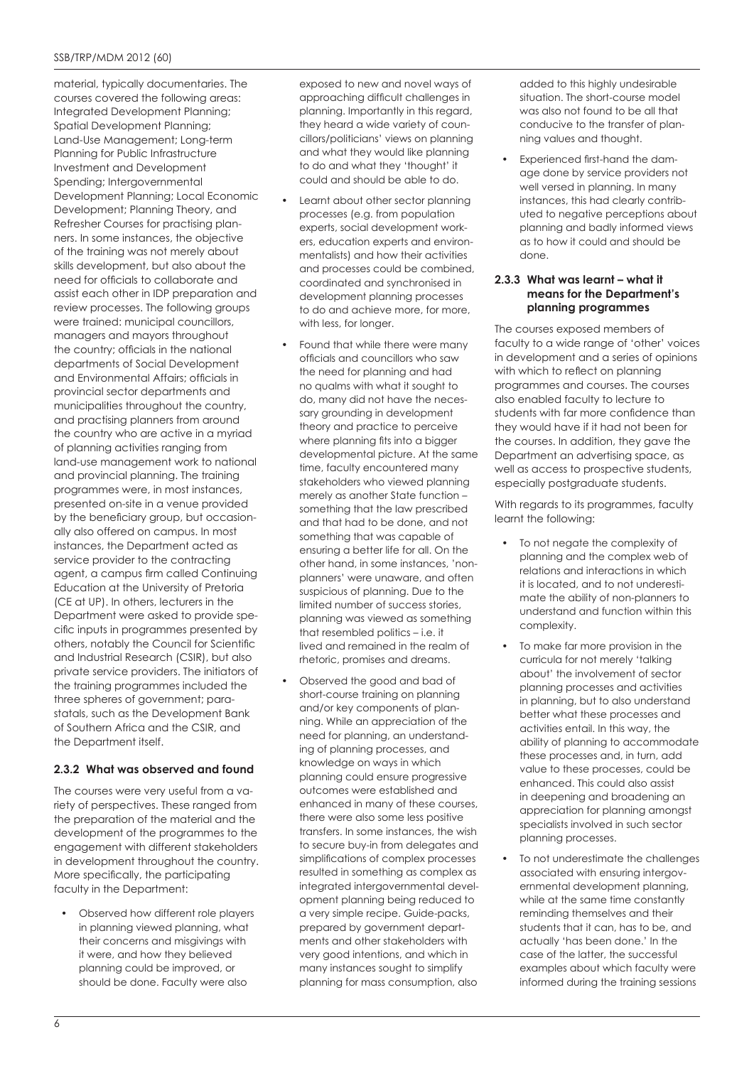material, typically documentaries. The courses covered the following areas: Integrated Development Planning; Spatial Development Planning; Land-Use Management; Long-term Planning for Public Infrastructure Investment and Development Spending; Intergovernmental Development Planning; Local Economic Development; Planning Theory, and Refresher Courses for practising planners. In some instances, the objective of the training was not merely about skills development, but also about the need for officials to collaborate and assist each other in IDP preparation and review processes. The following groups were trained: municipal councillors, managers and mayors throughout the country; officials in the national departments of Social Development and Environmental Affairs; officials in provincial sector departments and municipalities throughout the country, and practising planners from around the country who are active in a myriad of planning activities ranging from land-use management work to national and provincial planning. The training programmes were, in most instances, presented on-site in a venue provided by the beneficiary group, but occasionally also offered on campus. In most instances, the Department acted as service provider to the contracting agent, a campus firm called Continuing Education at the University of Pretoria (CE at UP). In others, lecturers in the Department were asked to provide specific inputs in programmes presented by others, notably the Council for Scientific and Industrial Research (CSIR), but also private service providers. The initiators of the training programmes included the three spheres of government; parastatals, such as the Development Bank of Southern Africa and the CSIR, and the Department itself.

### 2.3.2 What was observed and found

The courses were very useful from a variety of perspectives. These ranged from the preparation of the material and the development of the programmes to the engagement with different stakeholders in development throughout the country. More specifically, the participating faculty in the Department:

- Observed how different role players in planning viewed planning, what their concerns and misgivings with it were, and how they believed planning could be improved, or should be done. Faculty were also exposed to new and novel ways of approaching difficult challenges in planning. Importantly in this regard, they heard a wide variety of councillors/politicians' views on planning and what they would like planning to do and what they 'thought' it could and should be able to do.
- Learnt about other sector planning processes (e.g. from population experts, social development workers, education experts and environmentalists) and how their activities and processes could be combined, coordinated and synchronised in development planning processes to do and achieve more, for more, with less, for longer.
- Found that while there were many officials and councillors who saw the need for planning and had no qualms with what it sought to do, many did not have the necessary grounding in development theory and practice to perceive where planning fits into a bigger developmental picture. At the same time, faculty encountered many stakeholders who viewed planning merely as another State function – something that the law prescribed and that had to be done, and not something that was capable of ensuring a better life for all. On the other hand, in some instances, 'non-planners' were unaware, and often suspicious of planning. Due to the limited number of success stories, planning was viewed as something that resembled politics – i.e. it lived and remained in the realm of rhetoric, promises and dreams.
- Observed the good and bad of short-course training on planning and/or key components of planning. While an appreciation of the need for planning, an understanding of planning processes, and knowledge on ways in which planning could ensure progressive outcomes were established and enhanced in many of these courses, there were also some less positive transfers. In some instances, the wish to secure buy-in from delegates and simplifications of complex processes resulted in something as complex as integrated intergovernmental development planning being reduced to a very simple recipe. Guide-packs, prepared by government departments and other stakeholders with very good intentions, and which in many instances sought to simplify planning for mass consumption, also added to this highly undesirable situation. The short-course model was also not found to be all that conducive to the transfer of planning values and thought.
- Experienced first-hand the damage done by service providers not well versed in planning. In many instances, this had clearly contributed to negative perceptions about planning and badly informed views as to how it could and should be done.

### 2.3.3 What was learnt – what it means for the Department's planning programmes

The courses exposed members of faculty to a wide range of 'other' voices in development and a series of opinions with which to reflect on planning programmes and courses. The courses also enabled faculty to lecture to students with far more confidence than they would have if it had not been for the courses. In addition, they gave the Department an advertising space, as well as access to prospective students, especially postgraduate students.

With regards to its programmes, faculty learnt the following:

- To not negate the complexity of planning and the complex web of relations and interactions in which it is located, and to not underestimate the ability of non-planners to understand and function within this complexity.
- To make far more provision in the curricula for not merely 'talking about' the involvement of sector planning processes and activities in planning, but to also understand better what these processes and activities entail. In this way, the ability of planning to accommodate these processes and, in turn, add value to these processes, could be enhanced. This could also assist in deepening and broadening an appreciation for planning amongst specialists involved in such sector planning processes.
- To not underestimate the challenges associated with ensuring intergovernmental development planning, while at the same time constantly reminding themselves and their students that it can, has to be, and actually 'has been done.' In the case of the latter, the successful examples about which faculty were informed during the training sessions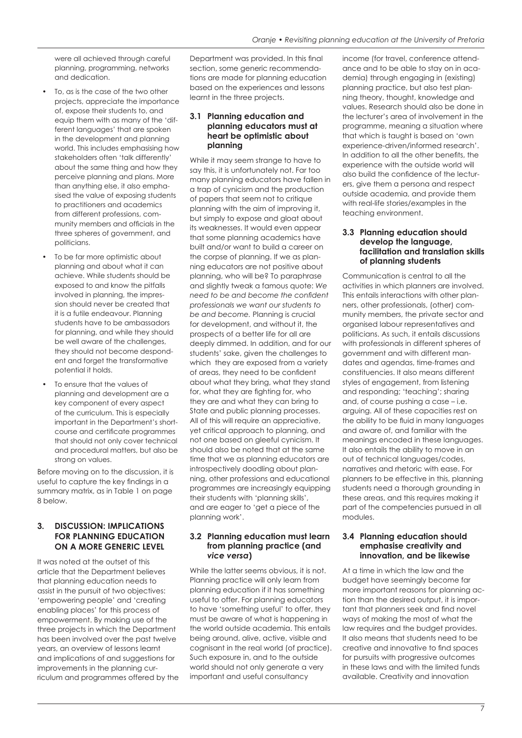were all achieved through careful planning, programming, networks and dedication.

- To, as is the case of the two other projects, appreciate the importance of, expose their students to, and equip them with as many of the 'different languages' that are spoken in the development and planning world. This includes emphasising how stakeholders often 'talk differently' about the same thing and how they perceive planning and plans. More than anything else, it also emphasised the value of exposing students to practitioners and academics from different professions, community members and officials in the three spheres of government, and politicians.
- To be far more optimistic about planning and about what it can achieve. While students should be exposed to and know the pitfalls involved in planning, the impression should never be created that it is a futile endeavour. Planning students have to be ambassadors for planning, and while they should be well aware of the challenges, they should not become despondent and forget the transformative potential it holds.
- To ensure that the values of planning and development are a key component of every aspect of the curriculum. This is especially important in the Department's short-course and certificate programmes that should not only cover technical and procedural matters, but also be strong on values.

Before moving on to the discussion, it is useful to capture the key findings in a summary matrix, as in Table 1 on page 8 below.

## 3. DISCUSSION: IMPLICATIONS FOR PLANNING EDUCATION ON A MORE GENERIC LEVEL

It was noted at the outset of this article that the Department believes that planning education needs to assist in the pursuit of two objectives: 'empowering people' and 'creating enabling places' for this process of empowerment. By making use of the three projects in which the Department has been involved over the past twelve years, an overview of lessons learnt and implications of and suggestions for improvements in the planning curriculum and programmes offered by the Department was provided. In this final section, some generic recommendations are made for planning education based on the experiences and lessons learnt in the three projects.

### 3.1 Planning education and planning educators must at heart be optimistic about planning

While it may seem strange to have to say this, it is unfortunately not. Far too many planning educators have fallen in a trap of cynicism and the production of papers that seem not to critique planning with the aim of improving it, but simply to expose and gloat about its weaknesses. It would even appear that some planning academics have built and/or want to build a career on the corpse of planning. If we as planning educators are not positive about planning, who will be? To paraphrase and slightly tweak a famous quote: *We need to be and become the confident professionals we want our students to be and become.* Planning is crucial for development, and without it, the prospects of a better life for all are deeply dimmed. In addition, and for our students' sake, given the challenges to which they are exposed from a variety of areas, they need to be confident about what they bring, what they stand for, what they are fighting for, who they are and what they can bring to State and public planning processes. All of this will require an appreciative, yet critical approach to planning, and not one based on gleeful cynicism. It should also be noted that at the same time that we as planning educators are introspectively doodling about planning, other professions and educational programmes are increasingly equipping their students with 'planning skills', and are eager to 'get a piece of the planning work'.

### 3.2 Planning education must learn from planning practice (and *vice versa*)

While the latter seems obvious, it is not. Planning practice will only learn from planning education if it has something useful to offer. For planning educators to have 'something useful' to offer, they must be aware of what is happening in the world outside academia. This entails being around, alive, active, visible and cognisant in the real world (of practice). Such exposure in, and to the outside world should not only generate a very important and useful consultancy income (for travel, conference attendance and to be able to stay on in academia) through engaging in (existing) planning practice, but also test planning theory, thought, knowledge and values. Research should also be done in the lecturer's area of involvement in the programme, meaning a situation where that which is taught is based on 'own experience-driven/informed research'. In addition to all the other benefits, the experience with the outside world will also build the confidence of the lecturers, give them a persona and respect outside academia, and provide them with real-life stories/examples in the teaching environment.

### 3.3 Planning education should develop the language, facilitation and translation skills of planning students

Communication is central to all the activities in which planners are involved. This entails interactions with other planners, other professionals, (other) community members, the private sector and organised labour representatives and politicians. As such, it entails discussions with professionals in different spheres of government and with different mandates and agendas, time-frames and constituencies. It also means different styles of engagement, from listening and responding; 'teaching'; sharing and, of course pushing a case – i.e. arguing. All of these capacities rest on the ability to be fluid in many languages and aware of, and familiar with the meanings encoded in these languages. It also entails the ability to move in an out of technical languages/codes, narratives and rhetoric with ease. For planners to be effective in this, planning students need a thorough grounding in these areas, and this requires making it part of the competencies pursued in all modules.

### 3.4 Planning education should emphasise creativity and innovation, and be likewise

At a time in which the law and the budget have seemingly become far more important reasons for planning action than the desired output, it is important that planners seek and find novel ways of making the most of what the law requires and the budget provides. It also means that students need to be creative and innovative to find spaces for pursuits with progressive outcomes in these laws and with the limited funds available. Creativity and innovation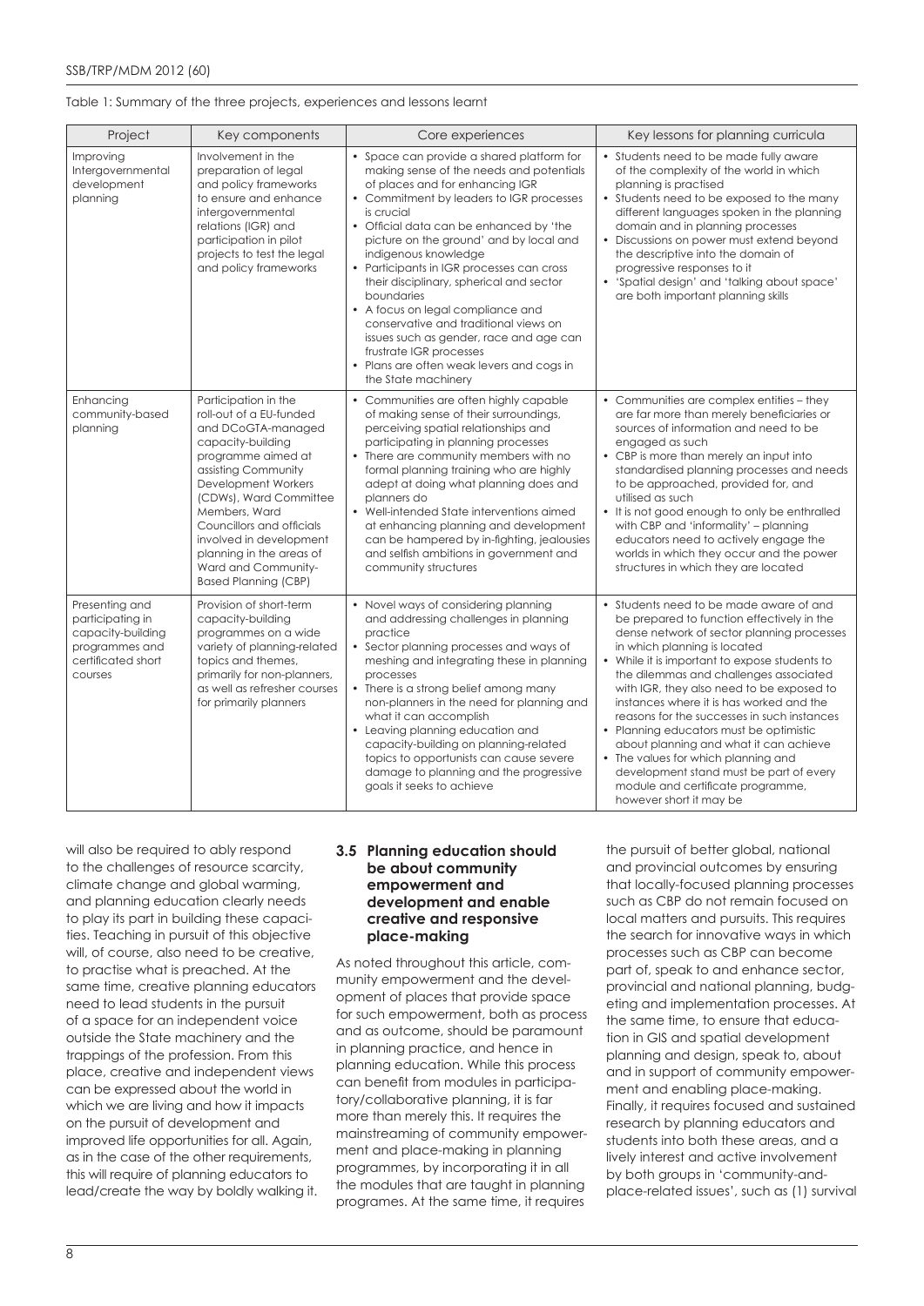Table 1: Summary of the three projects, experiences and lessons learnt

| Project | Key components | Core experiences | Key lessons for planning curricula |
|---|---|---|---|
| Improving Intergovernmental development planning | Involvement in the preparation of legal and policy frameworks to ensure and enhance intergovernmental relations (IGR) and participation in pilot projects to test the legal and policy frameworks | • Space can provide a shared platform for making sense of the needs and potentials of places and for enhancing IGR<br>• Commitment by leaders to IGR processes is crucial<br>• Official data can be enhanced by 'the picture on the ground' and by local and indigenous knowledge<br>• Participants in IGR processes can cross their disciplinary, spherical and sector boundaries<br>• A focus on legal compliance and conservative and traditional views on issues such as gender, race and age can frustrate IGR processes<br>• Plans are often weak levers and cogs in the State machinery | • Students need to be made fully aware of the complexity of the world in which planning is practised<br>• Students need to be exposed to the many different languages spoken in the planning domain and in planning processes<br>• Discussions on power must extend beyond the descriptive into the domain of progressive responses to it<br>• 'Spatial design' and 'talking about space' are both important planning skills |
| Enhancing community-based planning | Participation in the roll-out of a EU-funded and DCoGTA-managed capacity-building programme aimed at assisting Community Development Workers (CDWs), Ward Committee Members, Ward Councillors and officials involved in development planning in the areas of Ward and Community-Based Planning (CBP) | • Communities are often highly capable of making sense of their surroundings, perceiving spatial relationships and participating in planning processes<br>• There are community members with no formal planning training who are highly adept at doing what planning does and planners do<br>• Well-intended State interventions aimed at enhancing planning and development can be hampered by in-fighting, jealousies and selfish ambitions in government and community structures | • Communities are complex entities – they are far more than merely beneficiaries or sources of information and need to be engaged as such<br>• CBP is more than merely an input into standardised planning processes and needs to be approached, provided for, and utilised as such<br>• It is not good enough to only be enthralled with CBP and 'informality' – planning educators need to actively engage the worlds in which they occur and the power structures in which they are located |
| Presenting and participating in capacity-building programmes and certificated short courses | Provision of short-term capacity-building programmes on a wide variety of planning-related topics and themes, primarily for non-planners, as well as refresher courses for primarily planners | • Novel ways of considering planning and addressing challenges in planning practice<br>• Sector planning processes and ways of meshing and integrating these in planning processes<br>• There is a strong belief among many non-planners in the need for planning and what it can accomplish<br>• Leaving planning education and capacity-building on planning-related topics to opportunists can cause severe damage to planning and the progressive goals it seeks to achieve | • Students need to be made aware of and be prepared to function effectively in the dense network of sector planning processes in which planning is located<br>• While it is important to expose students to the dilemmas and challenges associated with IGR, they also need to be exposed to instances where it is has worked and the reasons for the successes in such instances<br>• Planning educators must be optimistic about planning and what it can achieve<br>• The values for which planning and development stand must be part of every module and certificate programme, however short it may be |

will also be required to ably respond to the challenges of resource scarcity, climate change and global warming, and planning education clearly needs to play its part in building these capacities. Teaching in pursuit of this objective will, of course, also need to be creative, to practise what is preached. At the same time, creative planning educators need to lead students in the pursuit of a space for an independent voice outside the State machinery and the trappings of the profession. From this place, creative and independent views can be expressed about the world in which we are living and how it impacts on the pursuit of development and improved life opportunities for all. Again, as in the case of the other requirements, this will require of planning educators to lead/create the way by boldly walking it.

### 3.5 Planning education should be about community empowerment and development and enable creative and responsive place-making

As noted throughout this article, community empowerment and the development of places that provide space for such empowerment, both as process and as outcome, should be paramount in planning practice, and hence in planning education. While this process can benefit from modules in participatory/collaborative planning, it is far more than merely this. It requires the mainstreaming of community empowerment and place-making in planning programmes, by incorporating it in all the modules that are taught in planning programes. At the same time, it requires the pursuit of better global, national and provincial outcomes by ensuring that locally-focused planning processes such as CBP do not remain focused on local matters and pursuits. This requires the search for innovative ways in which processes such as CBP can become part of, speak to and enhance sector, provincial and national planning, budgeting and implementation processes. At the same time, to ensure that education in GIS and spatial development planning and design, speak to, about and in support of community empowerment and enabling place-making. Finally, it requires focused and sustained research by planning educators and students into both these areas, and a lively interest and active involvement by both groups in 'community-and-place-related issues', such as (1) survival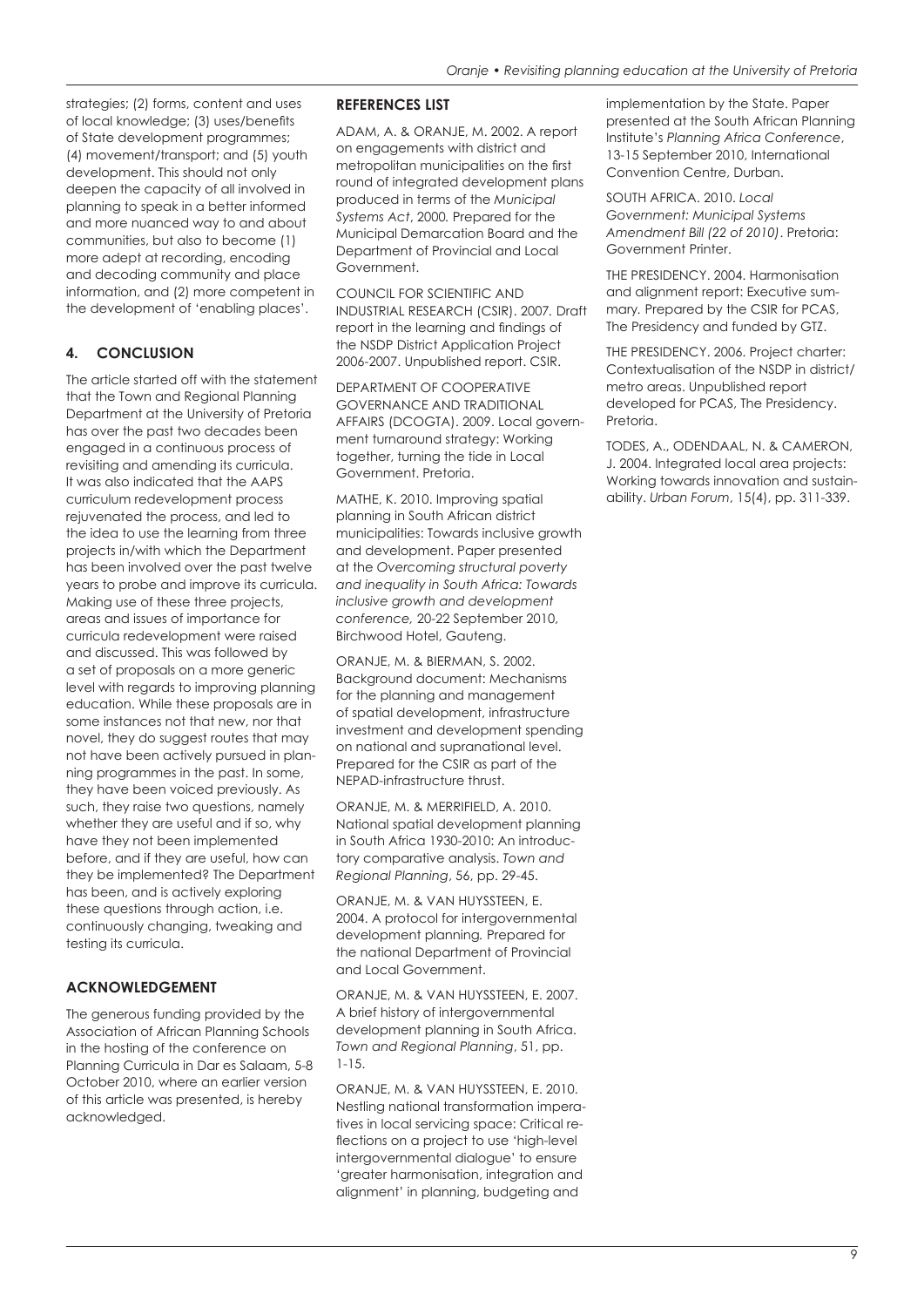strategies; (2) forms, content and uses of local knowledge; (3) uses/benefits of State development programmes; (4) movement/transport; and (5) youth development. This should not only deepen the capacity of all involved in planning to speak in a better informed and more nuanced way to and about communities, but also to become (1) more adept at recording, encoding and decoding community and place information, and (2) more competent in the development of 'enabling places'.

## 4. CONCLUSION

The article started off with the statement that the Town and Regional Planning Department at the University of Pretoria has over the past two decades been engaged in a continuous process of revisiting and amending its curricula. It was also indicated that the AAPS curriculum redevelopment process rejuvenated the process, and led to the idea to use the learning from three projects in/with which the Department has been involved over the past twelve years to probe and improve its curricula. Making use of these three projects, areas and issues of importance for curricula redevelopment were raised and discussed. This was followed by a set of proposals on a more generic level with regards to improving planning education. While these proposals are in some instances not that new, nor that novel, they do suggest routes that may not have been actively pursued in planning programmes in the past. In some, they have been voiced previously. As such, they raise two questions, namely whether they are useful and if so, why have they not been implemented before, and if they are useful, how can they be implemented? The Department has been, and is actively exploring these questions through action, i.e. continuously changing, tweaking and testing its curricula.

## ACKNOWLEDGEMENT

The generous funding provided by the Association of African Planning Schools in the hosting of the conference on Planning Curricula in Dar es Salaam, 5-8 October 2010, where an earlier version of this article was presented, is hereby acknowledged.

## REFERENCES LIST

ADAM, A. & ORANJE, M. 2002. A report on engagements with district and metropolitan municipalities on the first round of integrated development plans produced in terms of the *Municipal Systems Act*, 2000*.* Prepared for the Municipal Demarcation Board and the Department of Provincial and Local Government.

COUNCIL FOR SCIENTIFIC AND INDUSTRIAL RESEARCH (CSIR). 2007. Draft report in the learning and findings of the NSDP District Application Project 2006-2007. Unpublished report. CSIR.

DEPARTMENT OF COOPERATIVE GOVERNANCE AND TRADITIONAL AFFAIRS (DCOGTA). 2009. Local government turnaround strategy: Working together, turning the tide in Local Government. Pretoria.

MATHE, K. 2010. Improving spatial planning in South African district municipalities: Towards inclusive growth and development. Paper presented at the *Overcoming structural poverty and inequality in South Africa: Towards inclusive growth and development conference,* 20-22 September 2010, Birchwood Hotel, Gauteng.

ORANJE, M. & BIERMAN, S. 2002. Background document: Mechanisms for the planning and management of spatial development, infrastructure investment and development spending on national and supranational level. Prepared for the CSIR as part of the NEPAD-infrastructure thrust.

ORANJE, M. & MERRIFIELD, A. 2010. National spatial development planning in South Africa 1930-2010: An introductory comparative analysis. *Town and Regional Planning*, 56, pp. 29-45.

ORANJE, M. & VAN HUYSSTEEN, E. 2004. A protocol for intergovernmental development planning*.* Prepared for the national Department of Provincial and Local Government.

ORANJE, M. & VAN HUYSSTEEN, E. 2007. A brief history of intergovernmental development planning in South Africa. *Town and Regional Planning*, 51, pp. 1-15.

ORANJE, M. & VAN HUYSSTEEN, E. 2010. Nestling national transformation imperatives in local servicing space: Critical reflections on a project to use 'high-level intergovernmental dialogue' to ensure 'greater harmonisation, integration and alignment' in planning, budgeting and implementation by the State. Paper presented at the South African Planning Institute's *Planning Africa Conference*, 13-15 September 2010, International Convention Centre, Durban.

SOUTH AFRICA. 2010. *Local Government: Municipal Systems Amendment Bill (22 of 2010)*. Pretoria: Government Printer.

THE PRESIDENCY. 2004. Harmonisation and alignment report: Executive summary*.* Prepared by the CSIR for PCAS, The Presidency and funded by GTZ.

THE PRESIDENCY. 2006. Project charter: Contextualisation of the NSDP in district/metro areas. Unpublished report developed for PCAS, The Presidency. Pretoria.

TODES, A., ODENDAAL, N. & CAMERON, J. 2004. Integrated local area projects: Working towards innovation and sustainability. *Urban Forum*, 15(4), pp. 311-339.